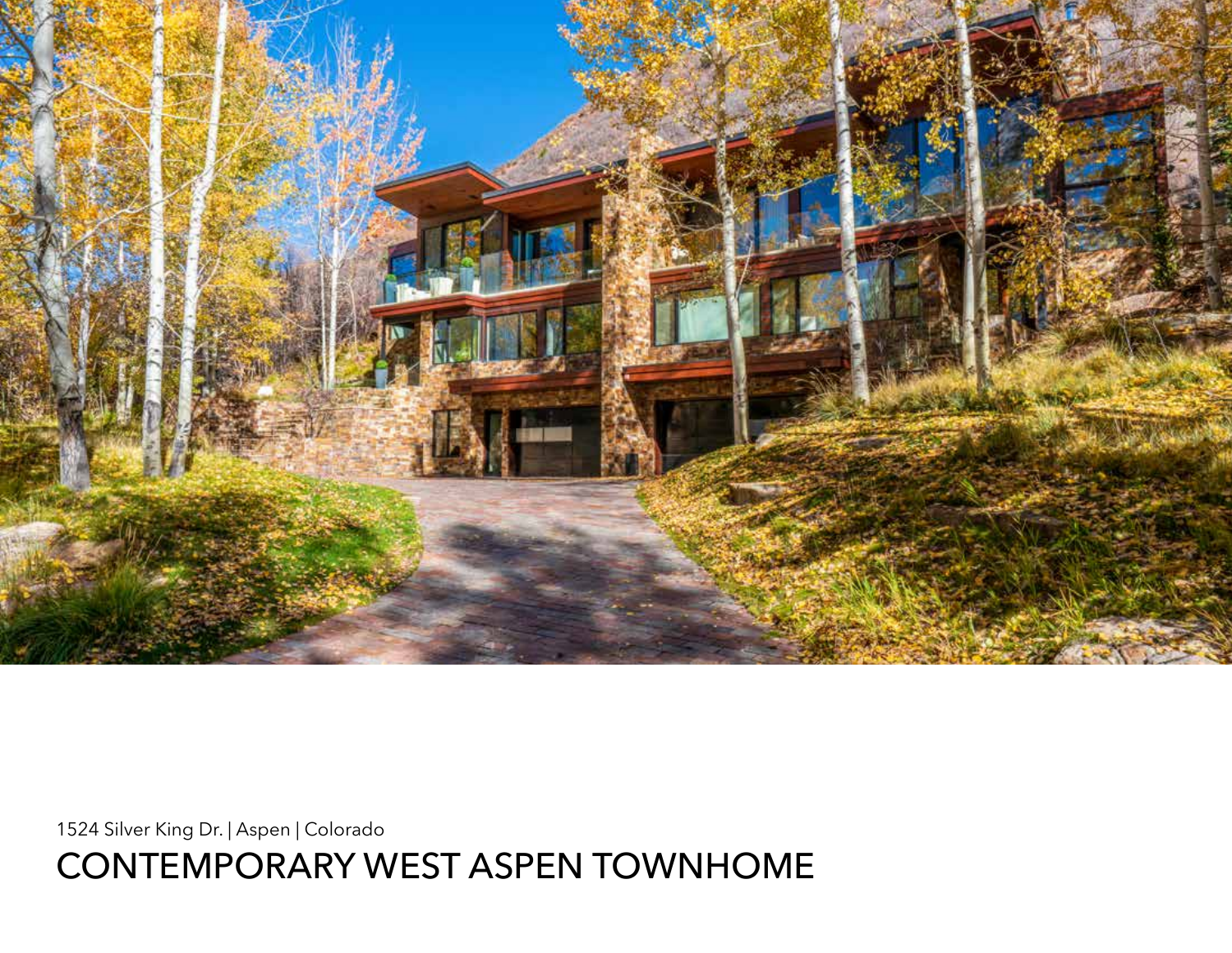1524 Silver King Dr. | Aspen | Colorado

# CONTEMPORARY WEST ASPEN TOWNHOME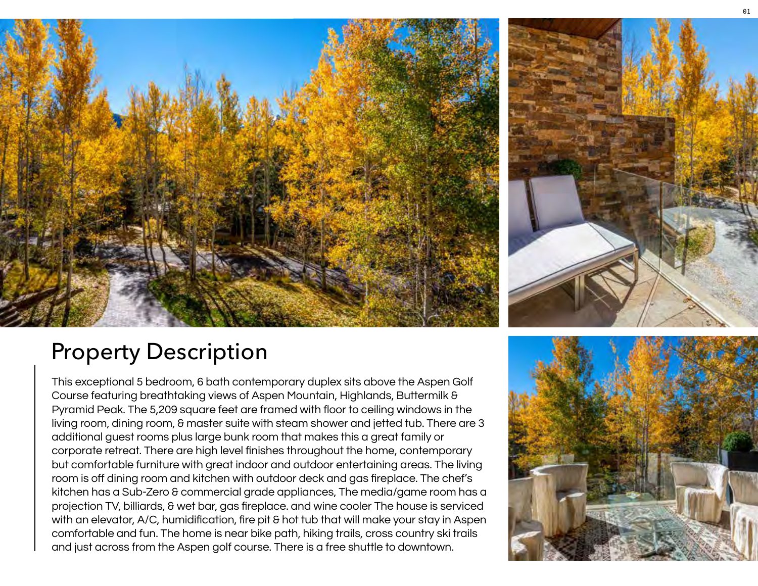# Property Description

This exceptional 5 bedroom, 6 bath contemporary duplex sits above the Aspen Golf Course featuring breathtaking views of Aspen Mountain, Highlands, Buttermilk & Pyramid Peak. The 5,209 square feet are framed with floor to ceiling windows in the living room, dining room, & master suite with steam shower and jetted tub. There are 3 additional guest rooms plus large bunk room that makes this a great family or corporate retreat. There are high level finishes throughout the home, contemporary but comfortable furniture with great indoor and outdoor entertaining areas. The living room is off dining room and kitchen with outdoor deck and gas fireplace. The chef's kitchen has a Sub-Zero & commercial grade appliances, The media/game room has a projection TV, billiards, & wet bar, gas fireplace. and wine cooler The house is serviced with an elevator, A/C, humidification, fire pit & hot tub that will make your stay in Aspen comfortable and fun. The home is near bike path, hiking trails, cross country ski trails and just across from the Aspen golf course. There is a free shuttle to downtown.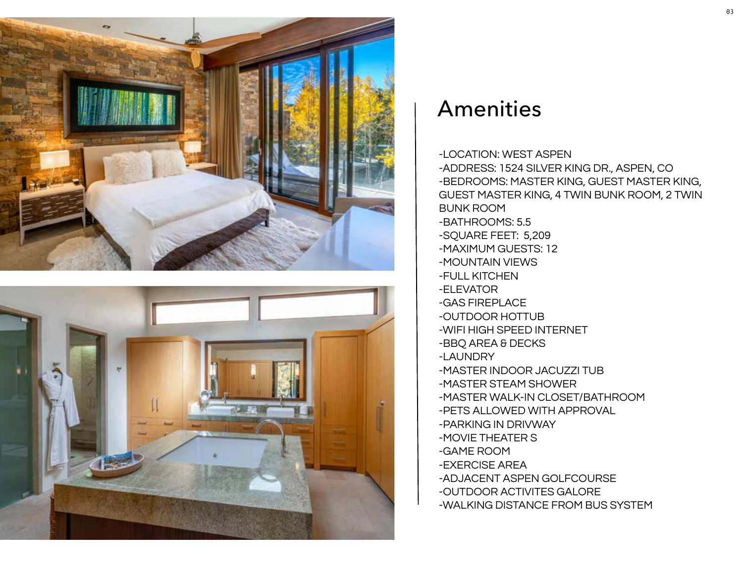# Amenities

-LOCATION: WEST ASPEN
-ADDRESS: 1524 SILVER KING DR., ASPEN, CO
-BEDROOMS: MASTER KING, GUEST MASTER KING, GUEST MASTER KING, 4 TWIN BUNK ROOM, 2 TWIN BUNK ROOM
-BATHROOMS: 5.5
-SQUARE FEET: 5,209
-MAXIMUM GUESTS: 12
-MOUNTAIN VIEWS
-FULL KITCHEN
-ELEVATOR
-GAS FIREPLACE
-OUTDOOR HOTTUB
-WIFI HIGH SPEED INTERNET
-BBQ AREA & DECKS
-LAUNDRY
-MASTER INDOOR JACUZZI TUB
-MASTER STEAM SHOWER
-MASTER WALK-IN CLOSET/BATHROOM
-PETS ALLOWED WITH APPROVAL
-PARKING IN DRIVWAY
-MOVIE THEATER S
-GAME ROOM
-EXERCISE AREA
-ADJACENT ASPEN GOLFCOURSE
-OUTDOOR ACTIVITES GALORE
-WALKING DISTANCE FROM BUS SYSTEM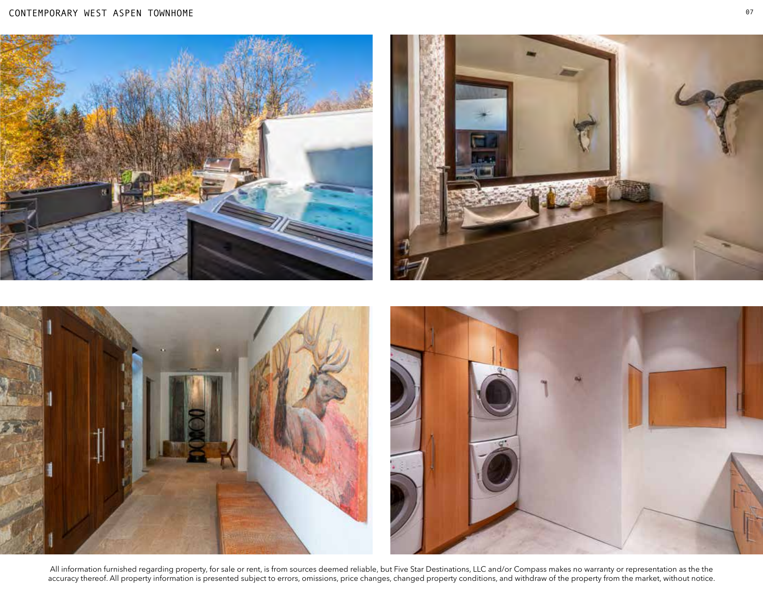All information furnished regarding property, for sale or rent, is from sources deemed reliable, but Five Star Destinations, LLC and/or Compass makes no warranty or representation as the the accuracy thereof. All property information is presented subject to errors, omissions, price changes, changed property conditions, and withdraw of the property from the market, without notice.